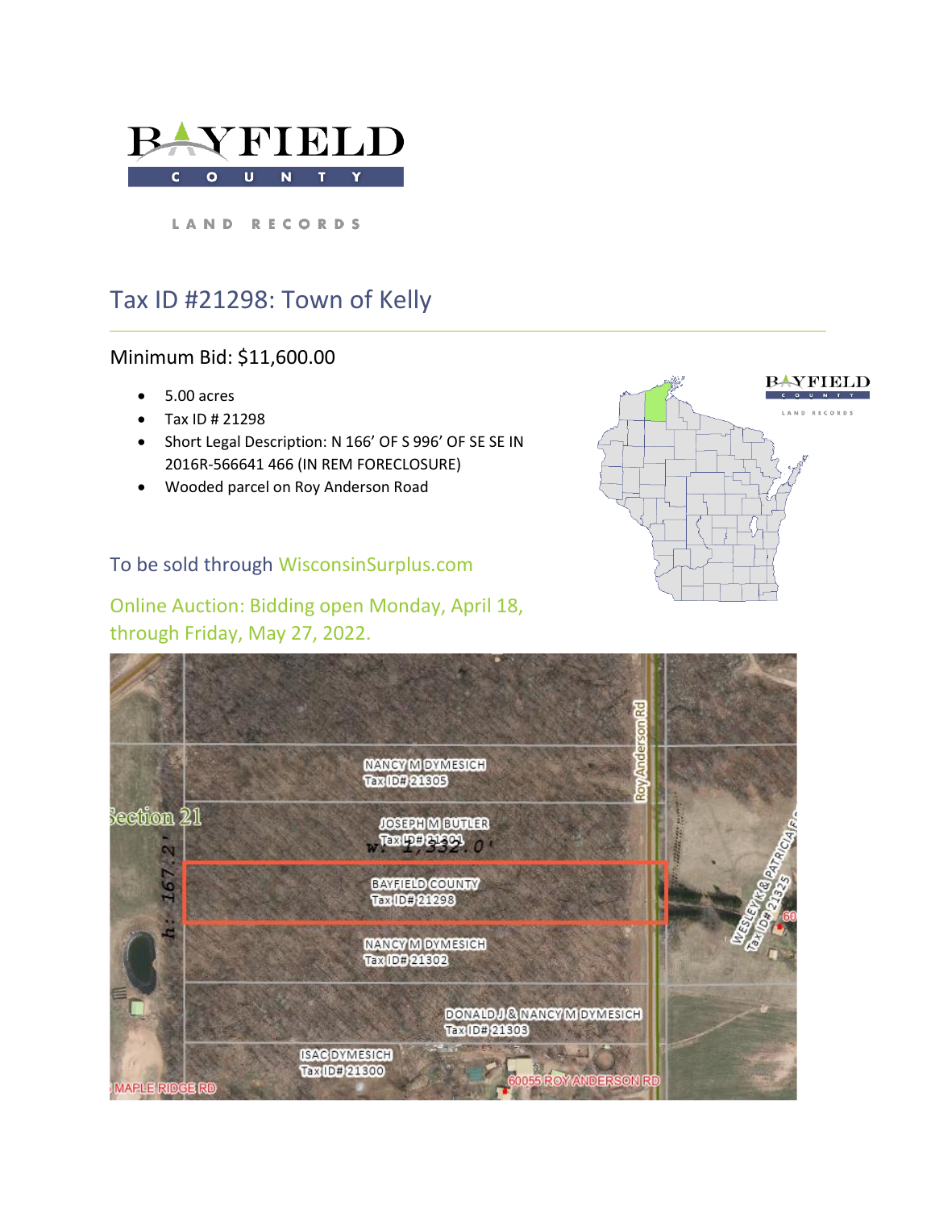BAYFIELD COUNTY

LAND RECORDS

# Tax ID #21298: Town of Kelly

## Minimum Bid: $11,600.00

- 5.00 acres
- Tax ID # 21298
- Short Legal Description: N 166' OF S 996' OF SE SE IN 2016R-566641 466 (IN REM FORECLOSURE)
- Wooded parcel on Roy Anderson Road

### To be sold through WisconsinSurplus.com

### Online Auction: Bidding open Monday, April 18, through Friday, May 27, 2022.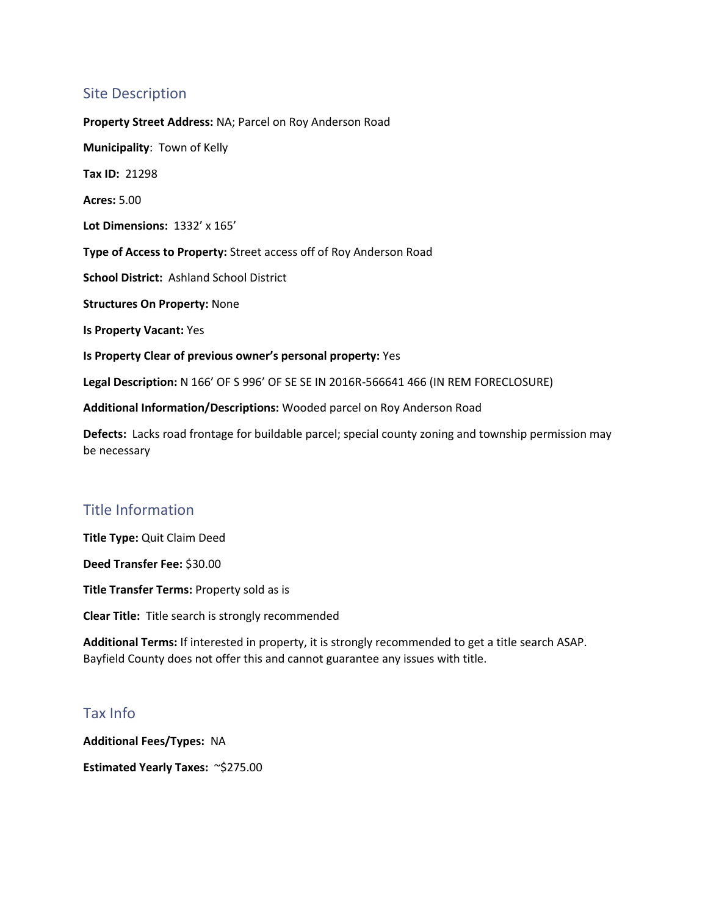## Site Description

**Property Street Address:** NA; Parcel on Roy Anderson Road

**Municipality**: Town of Kelly

**Tax ID:** 21298

**Acres:** 5.00

**Lot Dimensions:** 1332' x 165'

**Type of Access to Property:** Street access off of Roy Anderson Road

**School District:** Ashland School District

**Structures On Property:** None

**Is Property Vacant:** Yes

**Is Property Clear of previous owner's personal property:** Yes

**Legal Description:** N 166' OF S 996' OF SE SE IN 2016R-566641 466 (IN REM FORECLOSURE)

**Additional Information/Descriptions:** Wooded parcel on Roy Anderson Road

**Defects:** Lacks road frontage for buildable parcel; special county zoning and township permission may be necessary

## Title Information

**Title Type:** Quit Claim Deed

**Deed Transfer Fee:** $30.00

**Title Transfer Terms:** Property sold as is

**Clear Title:** Title search is strongly recommended

**Additional Terms:** If interested in property, it is strongly recommended to get a title search ASAP. Bayfield County does not offer this and cannot guarantee any issues with title.

## Tax Info

**Additional Fees/Types:** NA

**Estimated Yearly Taxes:** ~$275.00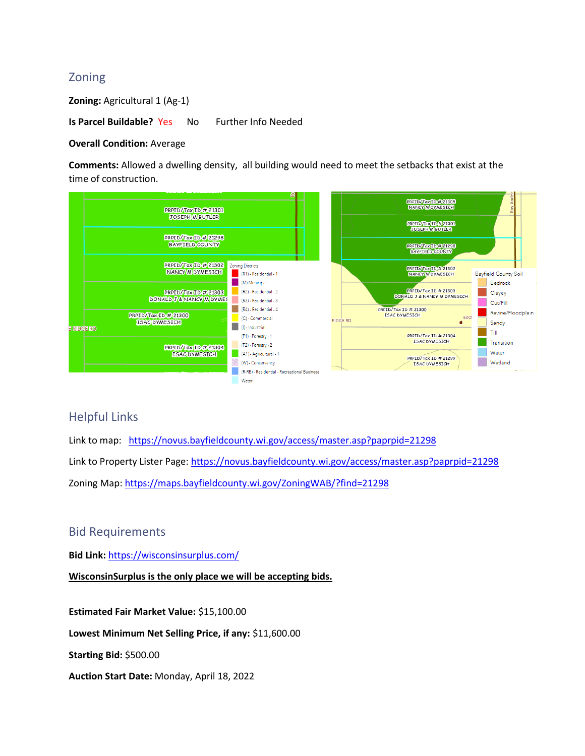## Zoning

**Zoning:** Agricultural 1 (Ag-1)

**Is Parcel Buildable?** Yes No Further Info Needed

**Overall Condition:** Average

**Comments:** Allowed a dwelling density, all building would need to meet the setbacks that exist at the time of construction.

## Helpful Links

Link to map: https://novus.bayfieldcounty.wi.gov/access/master.asp?paprpid=21298

Link to Property Lister Page: https://novus.bayfieldcounty.wi.gov/access/master.asp?paprpid=21298

Zoning Map: https://maps.bayfieldcounty.wi.gov/ZoningWAB/?find=21298

## Bid Requirements

**Bid Link:** https://wisconsinsurplus.com/

**WisconsinSurplus is the only place we will be accepting bids.**

**Estimated Fair Market Value:** $15,100.00

**Lowest Minimum Net Selling Price, if any:** $11,600.00

**Starting Bid:** $500.00

**Auction Start Date:** Monday, April 18, 2022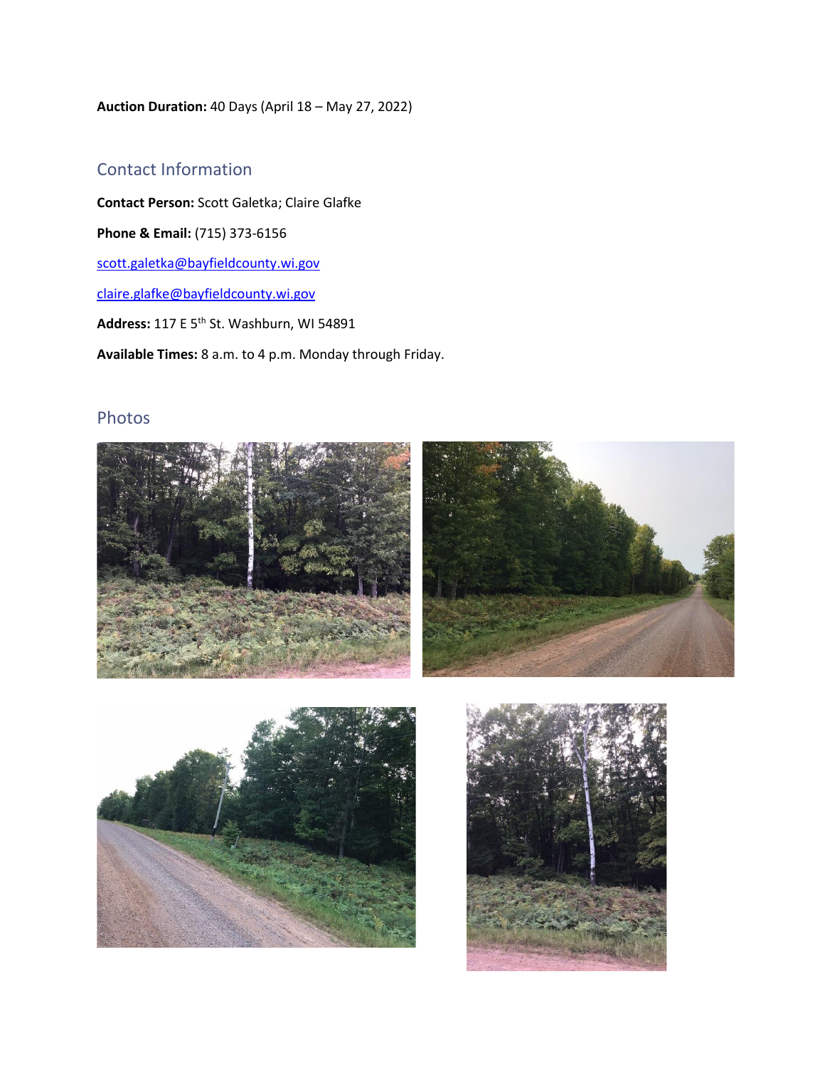**Auction Duration:** 40 Days (April 18 – May 27, 2022)

## Contact Information

**Contact Person:** Scott Galetka; Claire Glafke

**Phone & Email:** (715) 373-6156

scott.galetka@bayfieldcounty.wi.gov

claire.glafke@bayfieldcounty.wi.gov

**Address:** 117 E 5th St. Washburn, WI 54891

**Available Times:** 8 a.m. to 4 p.m. Monday through Friday.

## Photos